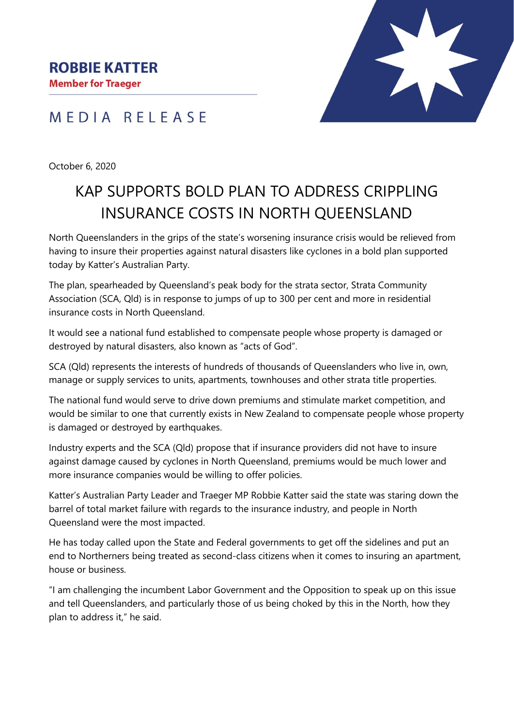**ROBBIE KATTER**
**Member for Traeger**

MEDIA RELEASE

October 6, 2020

# KAP SUPPORTS BOLD PLAN TO ADDRESS CRIPPLING INSURANCE COSTS IN NORTH QUEENSLAND

North Queenslanders in the grips of the state's worsening insurance crisis would be relieved from having to insure their properties against natural disasters like cyclones in a bold plan supported today by Katter's Australian Party.

The plan, spearheaded by Queensland's peak body for the strata sector, Strata Community Association (SCA, Qld) is in response to jumps of up to 300 per cent and more in residential insurance costs in North Queensland.

It would see a national fund established to compensate people whose property is damaged or destroyed by natural disasters, also known as "acts of God".

SCA (Qld) represents the interests of hundreds of thousands of Queenslanders who live in, own, manage or supply services to units, apartments, townhouses and other strata title properties.

The national fund would serve to drive down premiums and stimulate market competition, and would be similar to one that currently exists in New Zealand to compensate people whose property is damaged or destroyed by earthquakes.

Industry experts and the SCA (Qld) propose that if insurance providers did not have to insure against damage caused by cyclones in North Queensland, premiums would be much lower and more insurance companies would be willing to offer policies.

Katter's Australian Party Leader and Traeger MP Robbie Katter said the state was staring down the barrel of total market failure with regards to the insurance industry, and people in North Queensland were the most impacted.

He has today called upon the State and Federal governments to get off the sidelines and put an end to Northerners being treated as second-class citizens when it comes to insuring an apartment, house or business.

"I am challenging the incumbent Labor Government and the Opposition to speak up on this issue and tell Queenslanders, and particularly those of us being choked by this in the North, how they plan to address it," he said.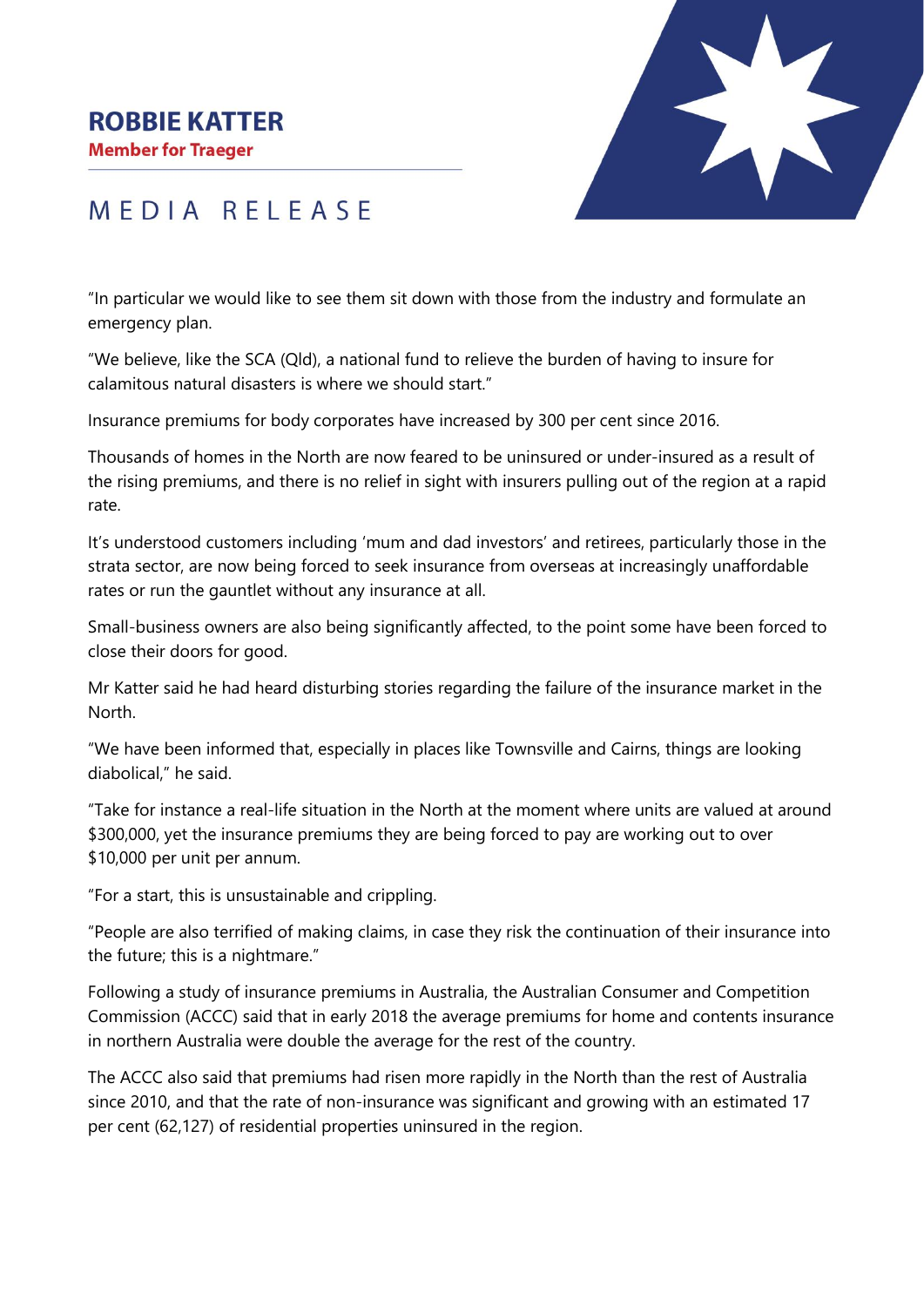**ROBBIE KATTER**
**Member for Traeger**

MEDIA RELEASE

"In particular we would like to see them sit down with those from the industry and formulate an emergency plan.

"We believe, like the SCA (Qld), a national fund to relieve the burden of having to insure for calamitous natural disasters is where we should start."

Insurance premiums for body corporates have increased by 300 per cent since 2016.

Thousands of homes in the North are now feared to be uninsured or under-insured as a result of the rising premiums, and there is no relief in sight with insurers pulling out of the region at a rapid rate.

It's understood customers including 'mum and dad investors' and retirees, particularly those in the strata sector, are now being forced to seek insurance from overseas at increasingly unaffordable rates or run the gauntlet without any insurance at all.

Small-business owners are also being significantly affected, to the point some have been forced to close their doors for good.

Mr Katter said he had heard disturbing stories regarding the failure of the insurance market in the North.

"We have been informed that, especially in places like Townsville and Cairns, things are looking diabolical," he said.

"Take for instance a real-life situation in the North at the moment where units are valued at around $300,000, yet the insurance premiums they are being forced to pay are working out to over $10,000 per unit per annum.

"For a start, this is unsustainable and crippling.

"People are also terrified of making claims, in case they risk the continuation of their insurance into the future; this is a nightmare."

Following a study of insurance premiums in Australia, the Australian Consumer and Competition Commission (ACCC) said that in early 2018 the average premiums for home and contents insurance in northern Australia were double the average for the rest of the country.

The ACCC also said that premiums had risen more rapidly in the North than the rest of Australia since 2010, and that the rate of non-insurance was significant and growing with an estimated 17 per cent (62,127) of residential properties uninsured in the region.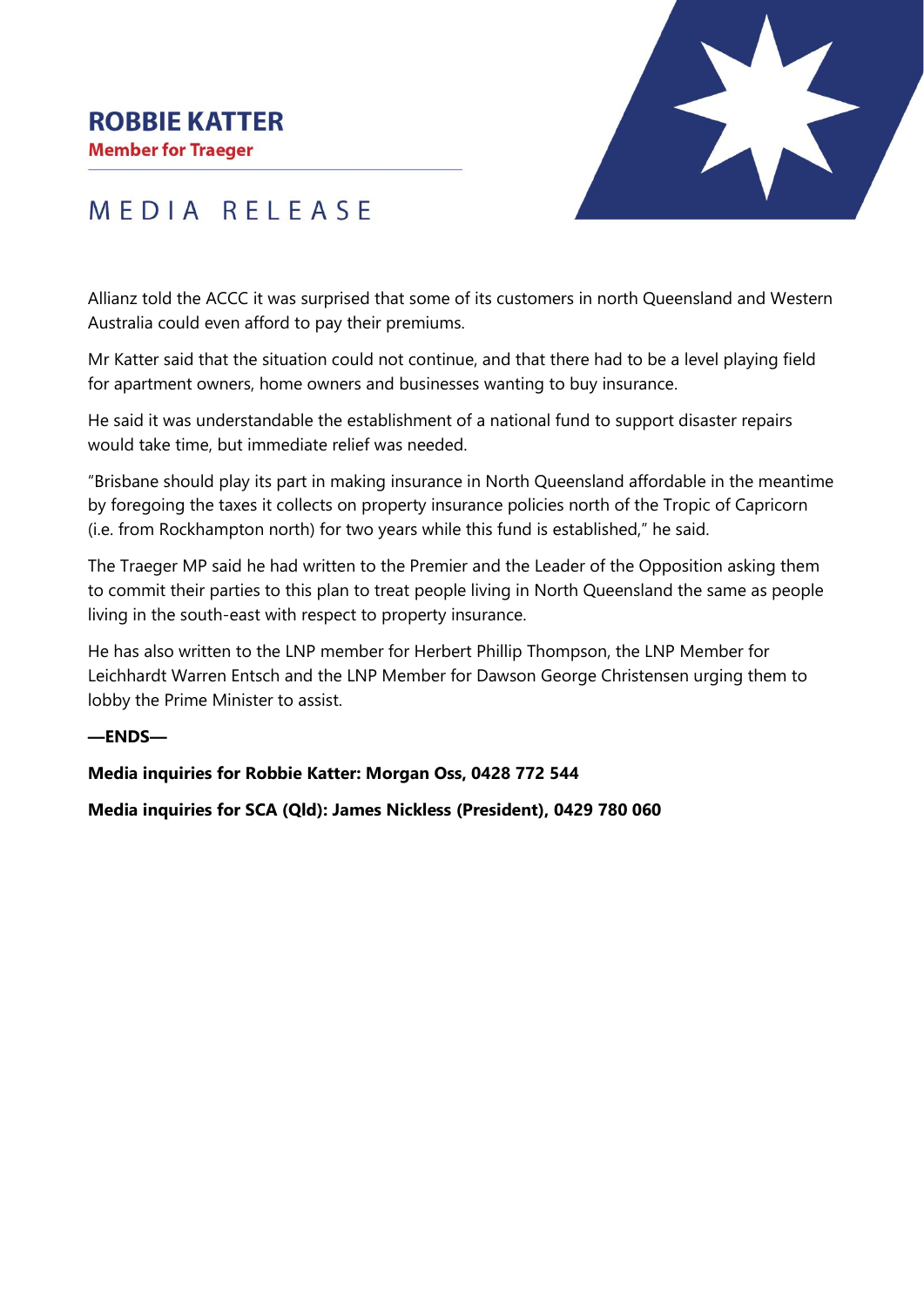**ROBBIE KATTER**

**Member for Traeger**

MEDIA RELEASE

Allianz told the ACCC it was surprised that some of its customers in north Queensland and Western Australia could even afford to pay their premiums.

Mr Katter said that the situation could not continue, and that there had to be a level playing field for apartment owners, home owners and businesses wanting to buy insurance.

He said it was understandable the establishment of a national fund to support disaster repairs would take time, but immediate relief was needed.

"Brisbane should play its part in making insurance in North Queensland affordable in the meantime by foregoing the taxes it collects on property insurance policies north of the Tropic of Capricorn (i.e. from Rockhampton north) for two years while this fund is established," he said.

The Traeger MP said he had written to the Premier and the Leader of the Opposition asking them to commit their parties to this plan to treat people living in North Queensland the same as people living in the south-east with respect to property insurance.

He has also written to the LNP member for Herbert Phillip Thompson, the LNP Member for Leichhardt Warren Entsch and the LNP Member for Dawson George Christensen urging them to lobby the Prime Minister to assist.

**—ENDS—**

**Media inquiries for Robbie Katter: Morgan Oss, 0428 772 544**

**Media inquiries for SCA (Qld): James Nickless (President), 0429 780 060**